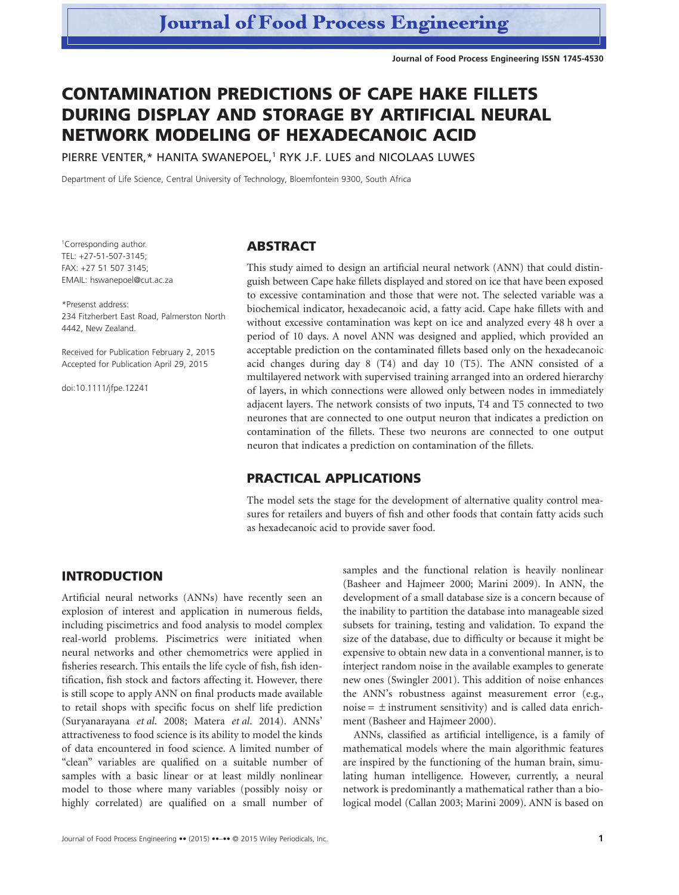# CONTAMINATION PREDICTIONS OF CAPE HAKE FILLETS DURING DISPLAY AND STORAGE BY ARTIFICIAL NEURAL NETWORK MODELING OF HEXADECANOIC ACID

PIERRE VENTER,* HANITA SWANEPOEL,[1] RYK J.F. LUES and NICOLAAS LUWES

Department of Life Science, Central University of Technology, Bloemfontein 9300, South Africa

[1]Corresponding author.
TEL: +27-51-507-3145;
FAX: +27 51 507 3145;
EMAIL: hswanepoel@cut.ac.za

*Present address:
234 Fitzherbert East Road, Palmerston North 4442, New Zealand.

Received for Publication February 2, 2015
Accepted for Publication April 29, 2015

doi:10.1111/jfpe.12241

## ABSTRACT

This study aimed to design an artificial neural network (ANN) that could distinguish between Cape hake fillets displayed and stored on ice that have been exposed to excessive contamination and those that were not. The selected variable was a biochemical indicator, hexadecanoic acid, a fatty acid. Cape hake fillets with and without excessive contamination was kept on ice and analyzed every 48 h over a period of 10 days. A novel ANN was designed and applied, which provided an acceptable prediction on the contaminated fillets based only on the hexadecanoic acid changes during day 8 (T4) and day 10 (T5). The ANN consisted of a multilayered network with supervised training arranged into an ordered hierarchy of layers, in which connections were allowed only between nodes in immediately adjacent layers. The network consists of two inputs, T4 and T5 connected to two neurones that are connected to one output neuron that indicates a prediction on contamination of the fillets. These two neurons are connected to one output neuron that indicates a prediction on contamination of the fillets.

## PRACTICAL APPLICATIONS

The model sets the stage for the development of alternative quality control measures for retailers and buyers of fish and other foods that contain fatty acids such as hexadecanoic acid to provide saver food.

## INTRODUCTION

Artificial neural networks (ANNs) have recently seen an explosion of interest and application in numerous fields, including piscimetrics and food analysis to model complex real-world problems. Piscimetrics were initiated when neural networks and other chemometrics were applied in fisheries research. This entails the life cycle of fish, fish identification, fish stock and factors affecting it. However, there is still scope to apply ANN on final products made available to retail shops with specific focus on shelf life prediction (Suryanarayana *et al.* 2008; Matera *et al.* 2014). ANNs' attractiveness to food science is its ability to model the kinds of data encountered in food science. A limited number of "clean" variables are qualified on a suitable number of samples with a basic linear or at least mildly nonlinear model to those where many variables (possibly noisy or highly correlated) are qualified on a small number of samples and the functional relation is heavily nonlinear (Basheer and Hajmeer 2000; Marini 2009). In ANN, the development of a small database size is a concern because of the inability to partition the database into manageable sized subsets for training, testing and validation. To expand the size of the database, due to difficulty or because it might be expensive to obtain new data in a conventional manner, is to interject random noise in the available examples to generate new ones (Swingler 2001). This addition of noise enhances the ANN's robustness against measurement error (e.g., noise = ± instrument sensitivity) and is called data enrichment (Basheer and Hajmeer 2000).

ANNs, classified as artificial intelligence, is a family of mathematical models where the main algorithmic features are inspired by the functioning of the human brain, simulating human intelligence. However, currently, a neural network is predominantly a mathematical rather than a biological model (Callan 2003; Marini 2009). ANN is based on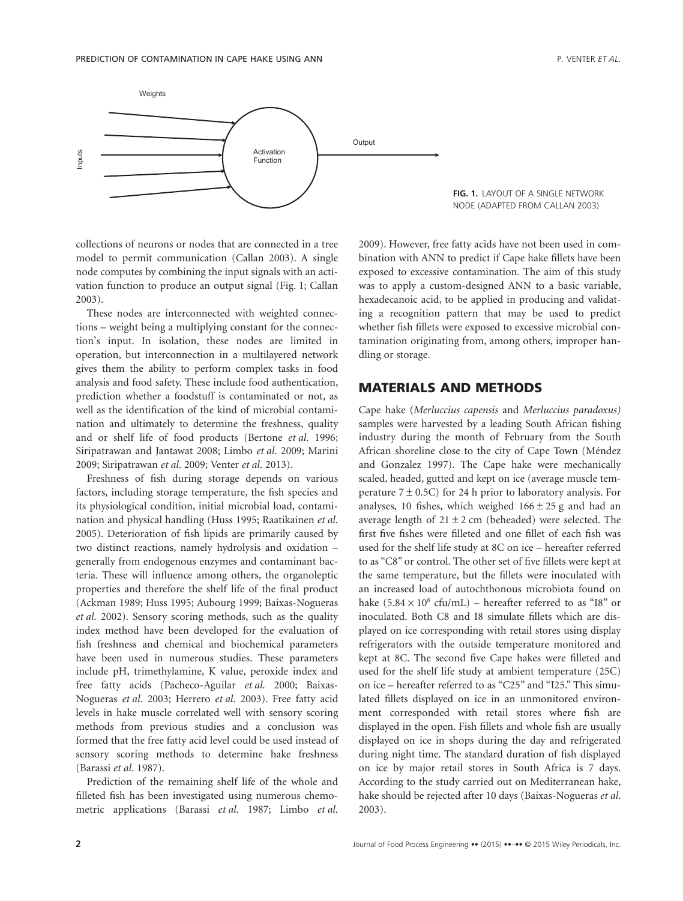FIG. 1. LAYOUT OF A SINGLE NETWORK NODE (ADAPTED FROM CALLAN 2003)

collections of neurons or nodes that are connected in a tree model to permit communication (Callan 2003). A single node computes by combining the input signals with an activation function to produce an output signal (Fig. 1; Callan 2003).

These nodes are interconnected with weighted connections – weight being a multiplying constant for the connection's input. In isolation, these nodes are limited in operation, but interconnection in a multilayered network gives them the ability to perform complex tasks in food analysis and food safety. These include food authentication, prediction whether a foodstuff is contaminated or not, as well as the identification of the kind of microbial contamination and ultimately to determine the freshness, quality and or shelf life of food products (Bertone *et al.* 1996; Siripatrawan and Jantawat 2008; Limbo *et al.* 2009; Marini 2009; Siripatrawan *et al.* 2009; Venter *et al.* 2013).

Freshness of fish during storage depends on various factors, including storage temperature, the fish species and its physiological condition, initial microbial load, contamination and physical handling (Huss 1995; Raatikainen *et al.* 2005). Deterioration of fish lipids are primarily caused by two distinct reactions, namely hydrolysis and oxidation – generally from endogenous enzymes and contaminant bacteria. These will influence among others, the organoleptic properties and therefore the shelf life of the final product (Ackman 1989; Huss 1995; Aubourg 1999; Baixas-Nogueras *et al.* 2002). Sensory scoring methods, such as the quality index method have been developed for the evaluation of fish freshness and chemical and biochemical parameters have been used in numerous studies. These parameters include pH, trimethylamine, K value, peroxide index and free fatty acids (Pacheco-Aguilar *et al.* 2000; Baixas-Nogueras *et al.* 2003; Herrero *et al.* 2003). Free fatty acid levels in hake muscle correlated well with sensory scoring methods from previous studies and a conclusion was formed that the free fatty acid level could be used instead of sensory scoring methods to determine hake freshness (Barassi *et al.* 1987).

Prediction of the remaining shelf life of the whole and filleted fish has been investigated using numerous chemometric applications (Barassi *et al.* 1987; Limbo *et al.* 2009). However, free fatty acids have not been used in combination with ANN to predict if Cape hake fillets have been exposed to excessive contamination. The aim of this study was to apply a custom-designed ANN to a basic variable, hexadecanoic acid, to be applied in producing and validating a recognition pattern that may be used to predict whether fish fillets were exposed to excessive microbial contamination originating from, among others, improper handling or storage.

## MATERIALS AND METHODS

Cape hake (*Merluccius capensis* and *Merluccius paradoxus)* samples were harvested by a leading South African fishing industry during the month of February from the South African shoreline close to the city of Cape Town (Méndez and Gonzalez 1997). The Cape hake were mechanically scaled, headed, gutted and kept on ice (average muscle temperature $7 \pm 0.5$C) for 24 h prior to laboratory analysis. For analyses, 10 fishes, which weighed $166 \pm 25$ g and had an average length of $21 \pm 2$ cm (beheaded) were selected. The first five fishes were filleted and one fillet of each fish was used for the shelf life study at 8C on ice – hereafter referred to as "C8" or control. The other set of five fillets were kept at the same temperature, but the fillets were inoculated with an increased load of autochthonous microbiota found on hake ($5.84 \times 10^8$ cfu/mL) – hereafter referred to as "I8" or inoculated. Both C8 and I8 simulate fillets which are displayed on ice corresponding with retail stores using display refrigerators with the outside temperature monitored and kept at 8C. The second five Cape hakes were filleted and used for the shelf life study at ambient temperature (25C) on ice – hereafter referred to as "C25" and "I25." This simulated fillets displayed on ice in an unmonitored environment corresponded with retail stores where fish are displayed in the open. Fish fillets and whole fish are usually displayed on ice in shops during the day and refrigerated during night time. The standard duration of fish displayed on ice by major retail stores in South Africa is 7 days. According to the study carried out on Mediterranean hake, hake should be rejected after 10 days (Baixas-Nogueras *et al.* 2003).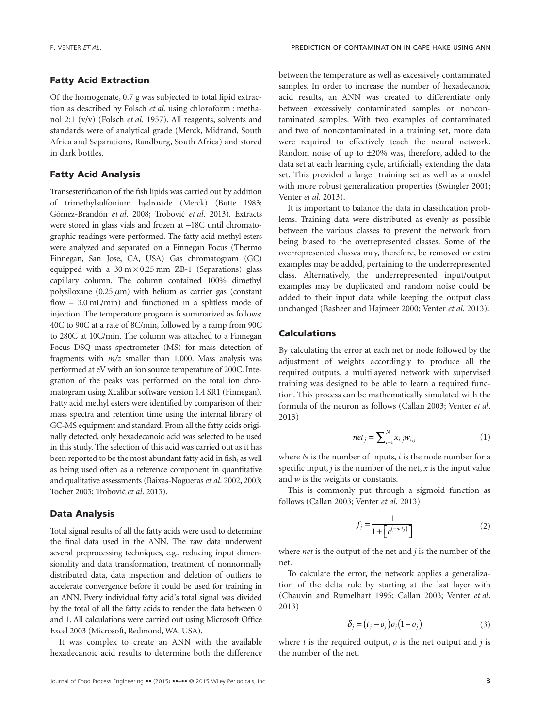### Fatty Acid Extraction

Of the homogenate, 0.7 g was subjected to total lipid extraction as described by Folsch *et al.* using chloroform : methanol 2:1 (v/v) (Folsch *et al.* 1957). All reagents, solvents and standards were of analytical grade (Merck, Midrand, South Africa and Separations, Randburg, South Africa) and stored in dark bottles.

### Fatty Acid Analysis

Transesterification of the fish lipids was carried out by addition of trimethylsulfonium hydroxide (Merck) (Butte 1983; Gómez-Brandón *et al.* 2008; Trobović *et al.* 2013). Extracts were stored in glass vials and frozen at −18C until chromatographic readings were performed. The fatty acid methyl esters were analyzed and separated on a Finnegan Focus (Thermo Finnegan, San Jose, CA, USA) Gas chromatogram (GC) equipped with a 30 m × 0.25 mm ZB-1 (Separations) glass capillary column. The column contained 100% dimethyl polysiloxane (0.25 $\mu$m) with helium as carrier gas (constant flow – 3.0 mL/min) and functioned in a splitless mode of injection. The temperature program is summarized as follows: 40C to 90C at a rate of 8C/min, followed by a ramp from 90C to 280C at 10C/min. The column was attached to a Finnegan Focus DSQ mass spectrometer (MS) for mass detection of fragments with *m/z* smaller than 1,000. Mass analysis was performed at eV with an ion source temperature of 200C. Integration of the peaks was performed on the total ion chromatogram using Xcalibur software version 1.4 SR1 (Finnegan). Fatty acid methyl esters were identified by comparison of their mass spectra and retention time using the internal library of GC-MS equipment and standard. From all the fatty acids originally detected, only hexadecanoic acid was selected to be used in this study. The selection of this acid was carried out as it has been reported to be the most abundant fatty acid in fish, as well as being used often as a reference component in quantitative and qualitative assessments (Baixas-Nogueras *et al.* 2002, 2003; Tocher 2003; Trobović *et al.* 2013).

### Data Analysis

Total signal results of all the fatty acids were used to determine the final data used in the ANN. The raw data underwent several preprocessing techniques, e.g., reducing input dimensionality and data transformation, treatment of nonnormally distributed data, data inspection and deletion of outliers to accelerate convergence before it could be used for training in an ANN. Every individual fatty acid's total signal was divided by the total of all the fatty acids to render the data between 0 and 1. All calculations were carried out using Microsoft Office Excel 2003 (Microsoft, Redmond, WA, USA).

It was complex to create an ANN with the available hexadecanoic acid results to determine both the difference between the temperature as well as excessively contaminated samples. In order to increase the number of hexadecanoic acid results, an ANN was created to differentiate only between excessively contaminated samples or noncontaminated samples. With two examples of contaminated and two of noncontaminated in a training set, more data were required to effectively teach the neural network. Random noise of up to ±20% was, therefore, added to the data set at each learning cycle, artificially extending the data set. This provided a larger training set as well as a model with more robust generalization properties (Swingler 2001; Venter *et al.* 2013).

It is important to balance the data in classification problems. Training data were distributed as evenly as possible between the various classes to prevent the network from being biased to the overrepresented classes. Some of the overrepresented classes may, therefore, be removed or extra examples may be added, pertaining to the underrepresented class. Alternatively, the underrepresented input/output examples may be duplicated and random noise could be added to their input data while keeping the output class unchanged (Basheer and Hajmeer 2000; Venter *et al.* 2013).

### Calculations

By calculating the error at each net or node followed by the adjustment of weights accordingly to produce all the required outputs, a multilayered network with supervised training was designed to be able to learn a required function. This process can be mathematically simulated with the formula of the neuron as follows (Callan 2003; Venter *et al.* 2013)

$$net_j = \sum_{i=1}^{N} x_{i,j} w_{i,j} \tag{1}$$

where $N$ is the number of inputs, $i$ is the node number for a specific input, $j$ is the number of the net, $x$ is the input value and $w$ is the weights or constants.

This is commonly put through a sigmoid function as follows (Callan 2003; Venter *et al.* 2013)

$$f_j = \frac{1}{1 + \left[ e^{(-net_j)} \right]} \tag{2}$$

where *net* is the output of the net and $j$ is the number of the net.

To calculate the error, the network applies a generalization of the delta rule by starting at the last layer with (Chauvin and Rumelhart 1995; Callan 2003; Venter *et al.* 2013)

$$\delta_j = (t_j - o_j) o_j (1 - o_j) \tag{3}$$

where $t$ is the required output, $o$ is the net output and $j$ is the number of the net.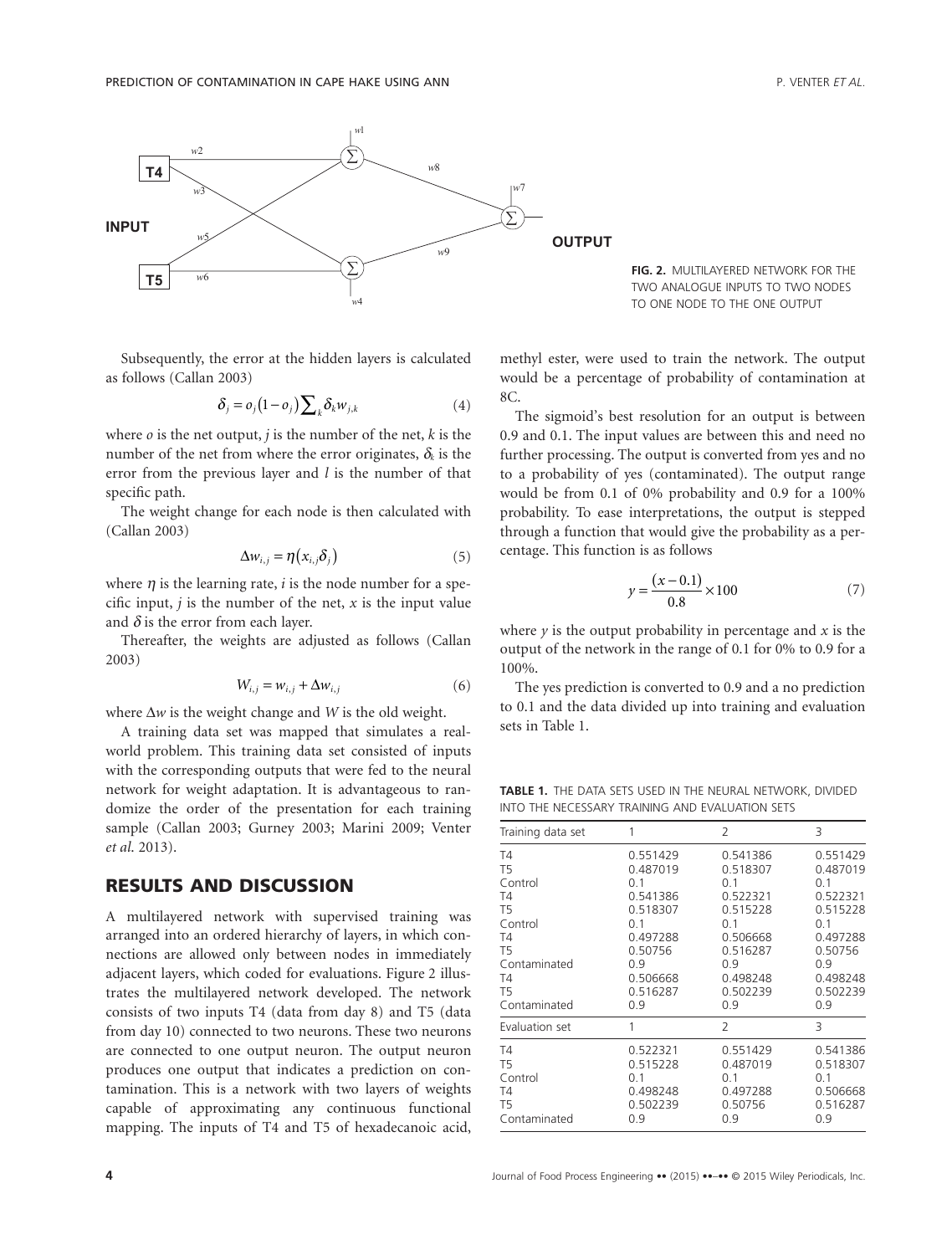FIG. 2. MULTILAYERED NETWORK FOR THE TWO ANALOGUE INPUTS TO TWO NODES TO ONE NODE TO THE ONE OUTPUT

Subsequently, the error at the hidden layers is calculated as follows (Callan 2003)

$$\delta_j = o_j(1 - o_j)\sum_k \delta_k w_{j,k} \tag{4}$$

where $o$ is the net output, $j$ is the number of the net, $k$ is the number of the net from where the error originates, $\delta_k$ is the error from the previous layer and $l$ is the number of that specific path.

The weight change for each node is then calculated with (Callan 2003)

$$\Delta w_{i,j} = \eta(x_{i,j}\delta_j) \tag{5}$$

where $\eta$ is the learning rate, $i$ is the node number for a specific input, $j$ is the number of the net, $x$ is the input value and $\delta$ is the error from each layer.

Thereafter, the weights are adjusted as follows (Callan 2003)

$$W_{i,j} = w_{i,j} + \Delta w_{i,j} \tag{6}$$

where $\Delta w$ is the weight change and $W$ is the old weight.

A training data set was mapped that simulates a real-world problem. This training data set consisted of inputs with the corresponding outputs that were fed to the neural network for weight adaptation. It is advantageous to randomize the order of the presentation for each training sample (Callan 2003; Gurney 2003; Marini 2009; Venter *et al.* 2013).

## RESULTS AND DISCUSSION

A multilayered network with supervised training was arranged into an ordered hierarchy of layers, in which connections are allowed only between nodes in immediately adjacent layers, which coded for evaluations. Figure 2 illustrates the multilayered network developed. The network consists of two inputs T4 (data from day 8) and T5 (data from day 10) connected to two neurons. These two neurons are connected to one output neuron. The output neuron produces one output that indicates a prediction on contamination. This is a network with two layers of weights capable of approximating any continuous functional mapping. The inputs of T4 and T5 of hexadecanoic acid, methyl ester, were used to train the network. The output would be a percentage of probability of contamination at 8C.

The sigmoid's best resolution for an output is between 0.9 and 0.1. The input values are between this and need no further processing. The output is converted from yes and no to a probability of yes (contaminated). The output range would be from 0.1 of 0% probability and 0.9 for a 100% probability. To ease interpretations, the output is stepped through a function that would give the probability as a percentage. This function is as follows

$$y = \frac{(x - 0.1)}{0.8} \times 100 \tag{7}$$

where $y$ is the output probability in percentage and $x$ is the output of the network in the range of 0.1 for 0% to 0.9 for a 100%.

The yes prediction is converted to 0.9 and a no prediction to 0.1 and the data divided up into training and evaluation sets in Table 1.

**TABLE 1.** THE DATA SETS USED IN THE NEURAL NETWORK, DIVIDED INTO THE NECESSARY TRAINING AND EVALUATION SETS

| Training data set | 1 | 2 | 3 |
|---|---|---|---|
| T4 | 0.551429 | 0.541386 | 0.551429 |
| T5 | 0.487019 | 0.518307 | 0.487019 |
| Control | 0.1 | 0.1 | 0.1 |
| T4 | 0.541386 | 0.522321 | 0.522321 |
| T5 | 0.518307 | 0.515228 | 0.515228 |
| Control | 0.1 | 0.1 | 0.1 |
| T4 | 0.497288 | 0.506668 | 0.497288 |
| T5 | 0.50756 | 0.516287 | 0.50756 |
| Contaminated | 0.9 | 0.9 | 0.9 |
| T4 | 0.506668 | 0.498248 | 0.498248 |
| T5 | 0.516287 | 0.502239 | 0.502239 |
| Contaminated | 0.9 | 0.9 | 0.9 |
| **Evaluation set** | **1** | **2** | **3** |
| T4 | 0.522321 | 0.551429 | 0.541386 |
| T5 | 0.515228 | 0.487019 | 0.518307 |
| Control | 0.1 | 0.1 | 0.1 |
| T4 | 0.498248 | 0.497288 | 0.506668 |
| T5 | 0.502239 | 0.50756 | 0.516287 |
| Contaminated | 0.9 | 0.9 | 0.9 |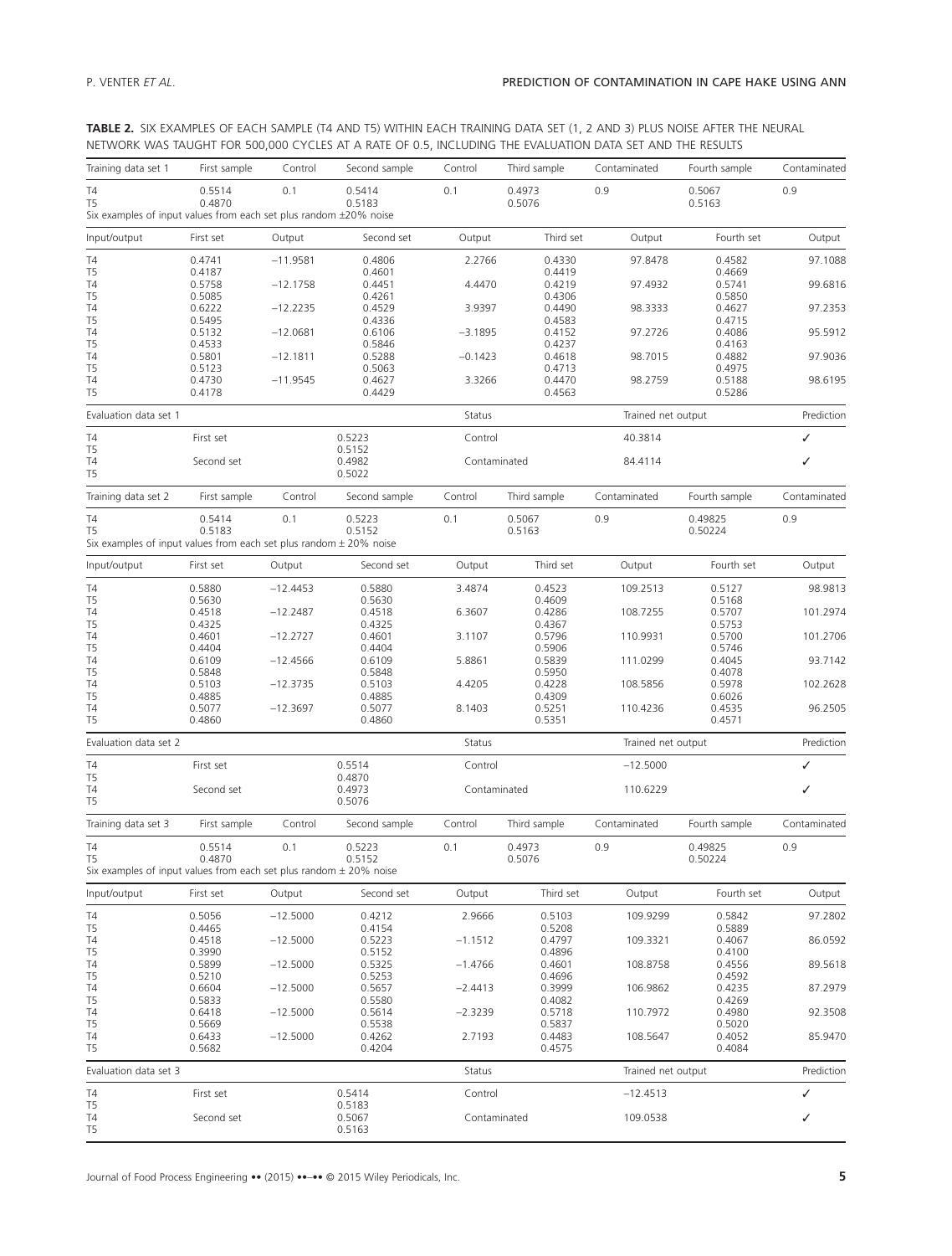**TABLE 2.** SIX EXAMPLES OF EACH SAMPLE (T4 AND T5) WITHIN EACH TRAINING DATA SET (1, 2 AND 3) PLUS NOISE AFTER THE NEURAL NETWORK WAS TAUGHT FOR 500,000 CYCLES AT A RATE OF 0.5, INCLUDING THE EVALUATION DATA SET AND THE RESULTS

| Training data set 1 | First sample | Control | Second sample | Control | Third sample | Contaminated | Fourth sample | Contaminated |
|---|---|---|---|---|---|---|---|---|
| T4 | 0.5514 | 0.1 | 0.5414 | 0.1 | 0.4973 | 0.9 | 0.5067 | 0.9 |
| T5 | 0.4870 | | 0.5183 | | 0.5076 | | 0.5163 | |
| Six examples of input values from each set plus random ±20% noise | | | | | | | | |
| **Input/output** | **First set** | **Output** | **Second set** | **Output** | **Third set** | **Output** | **Fourth set** | **Output** |
| T4 | 0.4741 | −11.9581 | 0.4806 | 2.2766 | 0.4330 | 97.8478 | 0.4582 | 97.1088 |
| T5 | 0.4187 | | 0.4601 | | 0.4419 | | 0.4669 | |
| T4 | 0.5758 | −12.1758 | 0.4451 | 4.4470 | 0.4219 | 97.4932 | 0.5741 | 99.6816 |
| T5 | 0.5085 | | 0.4261 | | 0.4306 | | 0.5850 | |
| T4 | 0.6222 | −12.2235 | 0.4529 | 3.9397 | 0.4490 | 98.3333 | 0.4627 | 97.2353 |
| T5 | 0.5495 | | 0.4336 | | 0.4583 | | 0.4715 | |
| T4 | 0.5132 | −12.0681 | 0.6106 | −3.1895 | 0.4152 | 97.2726 | 0.4086 | 95.5912 |
| T5 | 0.4533 | | 0.5846 | | 0.4237 | | 0.4163 | |
| T4 | 0.5801 | −12.1811 | 0.5288 | −0.1423 | 0.4618 | 98.7015 | 0.4882 | 97.9036 |
| T5 | 0.5123 | | 0.5063 | | 0.4713 | | 0.4975 | |
| T4 | 0.4730 | −11.9545 | 0.4627 | 3.3266 | 0.4470 | 98.2759 | 0.5188 | 98.6195 |
| T5 | 0.4178 | | 0.4429 | | 0.4563 | | 0.5286 | |
| **Evaluation data set 1** | | | | **Status** | | **Trained net output** | | **Prediction** |
| T4 | First set | | 0.5223 | Control | | 40.3814 | | ✓ |
| T5 | | | 0.5152 | | | | | |
| T4 | Second set | | 0.4982 | Contaminated | | 84.4114 | | ✓ |
| T5 | | | 0.5022 | | | | | |
| **Training data set 2** | **First sample** | **Control** | **Second sample** | **Control** | **Third sample** | **Contaminated** | **Fourth sample** | **Contaminated** |
| T4 | 0.5414 | 0.1 | 0.5223 | 0.1 | 0.5067 | 0.9 | 0.49825 | 0.9 |
| T5 | 0.5183 | | 0.5152 | | 0.5163 | | 0.50224 | |
| Six examples of input values from each set plus random ± 20% noise | | | | | | | | |
| **Input/output** | **First set** | **Output** | **Second set** | **Output** | **Third set** | **Output** | **Fourth set** | **Output** |
| T4 | 0.5880 | −12.4453 | 0.5880 | 3.4874 | 0.4523 | 109.2513 | 0.5127 | 98.9813 |
| T5 | 0.5630 | | 0.5630 | | 0.4609 | | 0.5168 | |
| T4 | 0.4518 | −12.2487 | 0.4518 | 6.3607 | 0.4286 | 108.7255 | 0.5707 | 101.2974 |
| T5 | 0.4325 | | 0.4325 | | 0.4367 | | 0.5753 | |
| T4 | 0.4601 | −12.2727 | 0.4601 | 3.1107 | 0.5796 | 110.9931 | 0.5700 | 101.2706 |
| T5 | 0.4404 | | 0.4404 | | 0.5906 | | 0.5746 | |
| T4 | 0.6109 | −12.4566 | 0.6109 | 5.8861 | 0.5839 | 111.0299 | 0.4045 | 93.7142 |
| T5 | 0.5848 | | 0.5848 | | 0.5950 | | 0.4078 | |
| T4 | 0.5103 | −12.3735 | 0.5103 | 4.4205 | 0.4228 | 108.5856 | 0.5978 | 102.2628 |
| T5 | 0.4885 | | 0.4885 | | 0.4309 | | 0.6026 | |
| T4 | 0.5077 | −12.3697 | 0.5077 | 8.1403 | 0.5251 | 110.4236 | 0.4535 | 96.2505 |
| T5 | 0.4860 | | 0.4860 | | 0.5351 | | 0.4571 | |
| **Evaluation data set 2** | | | | **Status** | | **Trained net output** | | **Prediction** |
| T4 | First set | | 0.5514 | Control | | −12.5000 | | ✓ |
| T5 | | | 0.4870 | | | | | |
| T4 | Second set | | 0.4973 | Contaminated | | 110.6229 | | ✓ |
| T5 | | | 0.5076 | | | | | |
| **Training data set 3** | **First sample** | **Control** | **Second sample** | **Control** | **Third sample** | **Contaminated** | **Fourth sample** | **Contaminated** |
| T4 | 0.5514 | 0.1 | 0.5223 | 0.1 | 0.4973 | 0.9 | 0.49825 | 0.9 |
| T5 | 0.4870 | | 0.5152 | | 0.5076 | | 0.50224 | |
| Six examples of input values from each set plus random ± 20% noise | | | | | | | | |
| **Input/output** | **First set** | **Output** | **Second set** | **Output** | **Third set** | **Output** | **Fourth set** | **Output** |
| T4 | 0.5056 | −12.5000 | 0.4212 | 2.9666 | 0.5103 | 109.9299 | 0.5842 | 97.2802 |
| T5 | 0.4465 | | 0.4154 | | 0.5208 | | 0.5889 | |
| T4 | 0.4518 | −12.5000 | 0.5223 | −1.1512 | 0.4797 | 109.3321 | 0.4067 | 86.0592 |
| T5 | 0.3990 | | 0.5152 | | 0.4896 | | 0.4100 | |
| T4 | 0.5899 | −12.5000 | 0.5325 | −1.4766 | 0.4601 | 108.8758 | 0.4556 | 89.5618 |
| T5 | 0.5210 | | 0.5253 | | 0.4696 | | 0.4592 | |
| T4 | 0.6604 | −12.5000 | 0.5657 | −2.4413 | 0.3999 | 106.9862 | 0.4235 | 87.2979 |
| T5 | 0.5833 | | 0.5580 | | 0.4082 | | 0.4269 | |
| T4 | 0.6418 | −12.5000 | 0.5614 | −2.3239 | 0.5718 | 110.7972 | 0.4980 | 92.3508 |
| T5 | 0.5669 | | 0.5538 | | 0.5837 | | 0.5020 | |
| T4 | 0.6433 | −12.5000 | 0.4262 | 2.7193 | 0.4483 | 108.5647 | 0.4052 | 85.9470 |
| T5 | 0.5682 | | 0.4204 | | 0.4575 | | 0.4084 | |
| **Evaluation data set 3** | | | | **Status** | | **Trained net output** | | **Prediction** |
| T4 | First set | | 0.5414 | Control | | −12.4513 | | ✓ |
| T5 | | | 0.5183 | | | | | |
| T4 | Second set | | 0.5067 | Contaminated | | 109.0538 | | ✓ |
| T5 | | | 0.5163 | | | | | |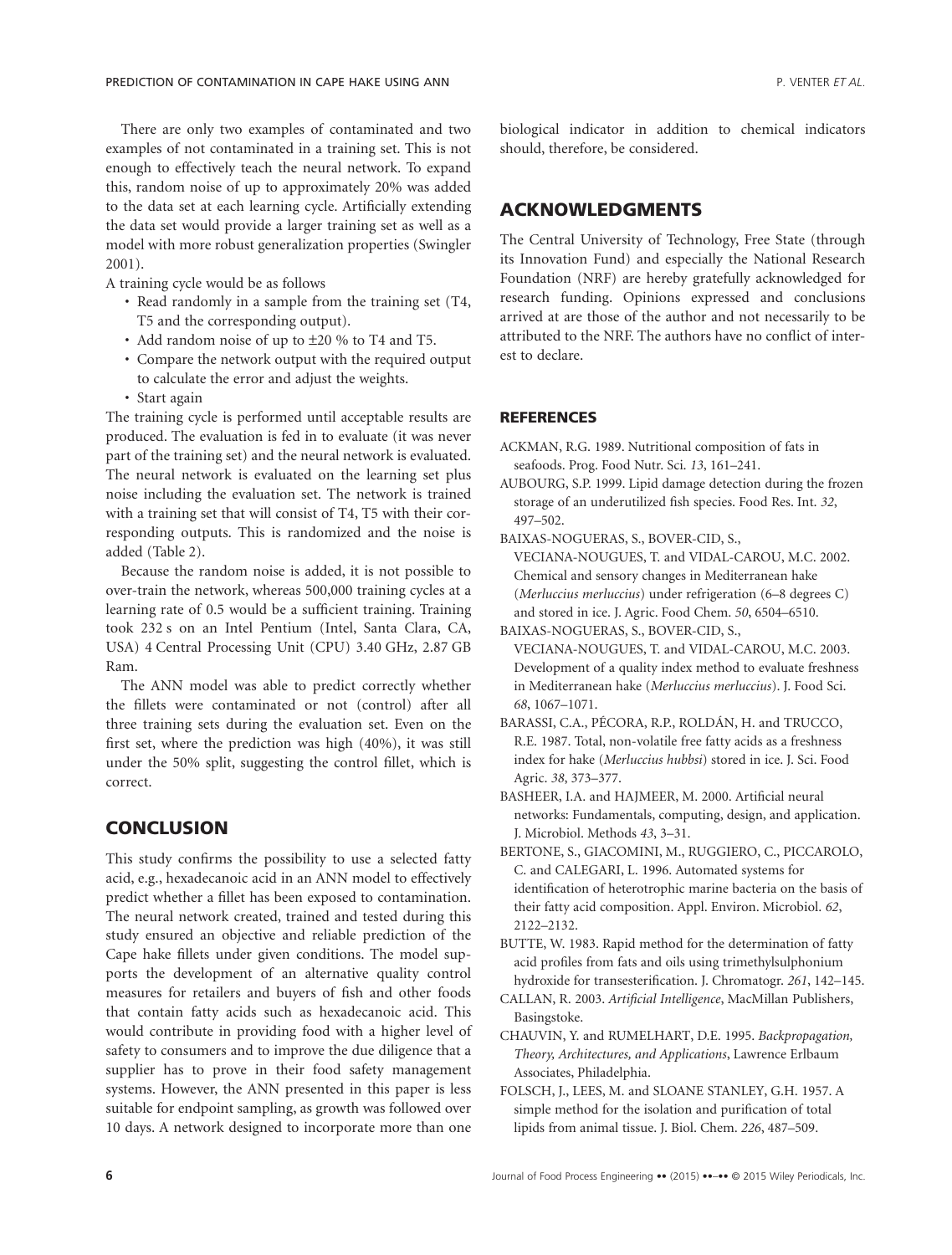There are only two examples of contaminated and two examples of not contaminated in a training set. This is not enough to effectively teach the neural network. To expand this, random noise of up to approximately 20% was added to the data set at each learning cycle. Artificially extending the data set would provide a larger training set as well as a model with more robust generalization properties (Swingler 2001).

A training cycle would be as follows

- Read randomly in a sample from the training set (T4, T5 and the corresponding output).
- Add random noise of up to ±20 % to T4 and T5.
- Compare the network output with the required output to calculate the error and adjust the weights.
- Start again

The training cycle is performed until acceptable results are produced. The evaluation is fed in to evaluate (it was never part of the training set) and the neural network is evaluated. The neural network is evaluated on the learning set plus noise including the evaluation set. The network is trained with a training set that will consist of T4, T5 with their corresponding outputs. This is randomized and the noise is added (Table 2).

Because the random noise is added, it is not possible to over-train the network, whereas 500,000 training cycles at a learning rate of 0.5 would be a sufficient training. Training took 232 s on an Intel Pentium (Intel, Santa Clara, CA, USA) 4 Central Processing Unit (CPU) 3.40 GHz, 2.87 GB Ram.

The ANN model was able to predict correctly whether the fillets were contaminated or not (control) after all three training sets during the evaluation set. Even on the first set, where the prediction was high (40%), it was still under the 50% split, suggesting the control fillet, which is correct.

## CONCLUSION

This study confirms the possibility to use a selected fatty acid, e.g., hexadecanoic acid in an ANN model to effectively predict whether a fillet has been exposed to contamination. The neural network created, trained and tested during this study ensured an objective and reliable prediction of the Cape hake fillets under given conditions. The model supports the development of an alternative quality control measures for retailers and buyers of fish and other foods that contain fatty acids such as hexadecanoic acid. This would contribute in providing food with a higher level of safety to consumers and to improve the due diligence that a supplier has to prove in their food safety management systems. However, the ANN presented in this paper is less suitable for endpoint sampling, as growth was followed over 10 days. A network designed to incorporate more than one biological indicator in addition to chemical indicators should, therefore, be considered.

## ACKNOWLEDGMENTS

The Central University of Technology, Free State (through its Innovation Fund) and especially the National Research Foundation (NRF) are hereby gratefully acknowledged for research funding. Opinions expressed and conclusions arrived at are those of the author and not necessarily to be attributed to the NRF. The authors have no conflict of interest to declare.

### REFERENCES

ACKMAN, R.G. 1989. Nutritional composition of fats in seafoods. Prog. Food Nutr. Sci. *13*, 161–241.

AUBOURG, S.P. 1999. Lipid damage detection during the frozen storage of an underutilized fish species. Food Res. Int. *32*, 497–502.

BAIXAS-NOGUERAS, S., BOVER-CID, S., VECIANA-NOUGUES, T. and VIDAL-CAROU, M.C. 2002. Chemical and sensory changes in Mediterranean hake (*Merluccius merluccius*) under refrigeration (6–8 degrees C) and stored in ice. J. Agric. Food Chem. *50*, 6504–6510.

BAIXAS-NOGUERAS, S., BOVER-CID, S., VECIANA-NOUGUES, T. and VIDAL-CAROU, M.C. 2003. Development of a quality index method to evaluate freshness in Mediterranean hake (*Merluccius merluccius*). J. Food Sci. *68*, 1067–1071.

BARASSI, C.A., PÉCORA, R.P., ROLDÁN, H. and TRUCCO, R.E. 1987. Total, non-volatile free fatty acids as a freshness index for hake (*Merluccius hubbsi*) stored in ice. J. Sci. Food Agric. *38*, 373–377.

BASHEER, I.A. and HAJMEER, M. 2000. Artificial neural networks: Fundamentals, computing, design, and application. J. Microbiol. Methods *43*, 3–31.

BERTONE, S., GIACOMINI, M., RUGGIERO, C., PICCAROLO, C. and CALEGARI, L. 1996. Automated systems for identification of heterotrophic marine bacteria on the basis of their fatty acid composition. Appl. Environ. Microbiol. *62*, 2122–2132.

BUTTE, W. 1983. Rapid method for the determination of fatty acid profiles from fats and oils using trimethylsulphonium hydroxide for transesterification. J. Chromatogr. *261*, 142–145.

CALLAN, R. 2003. *Artificial Intelligence*, MacMillan Publishers, Basingstoke.

CHAUVIN, Y. and RUMELHART, D.E. 1995. *Backpropagation, Theory, Architectures, and Applications*, Lawrence Erlbaum Associates, Philadelphia.

FOLSCH, J., LEES, M. and SLOANE STANLEY, G.H. 1957. A simple method for the isolation and purification of total lipids from animal tissue. J. Biol. Chem. *226*, 487–509.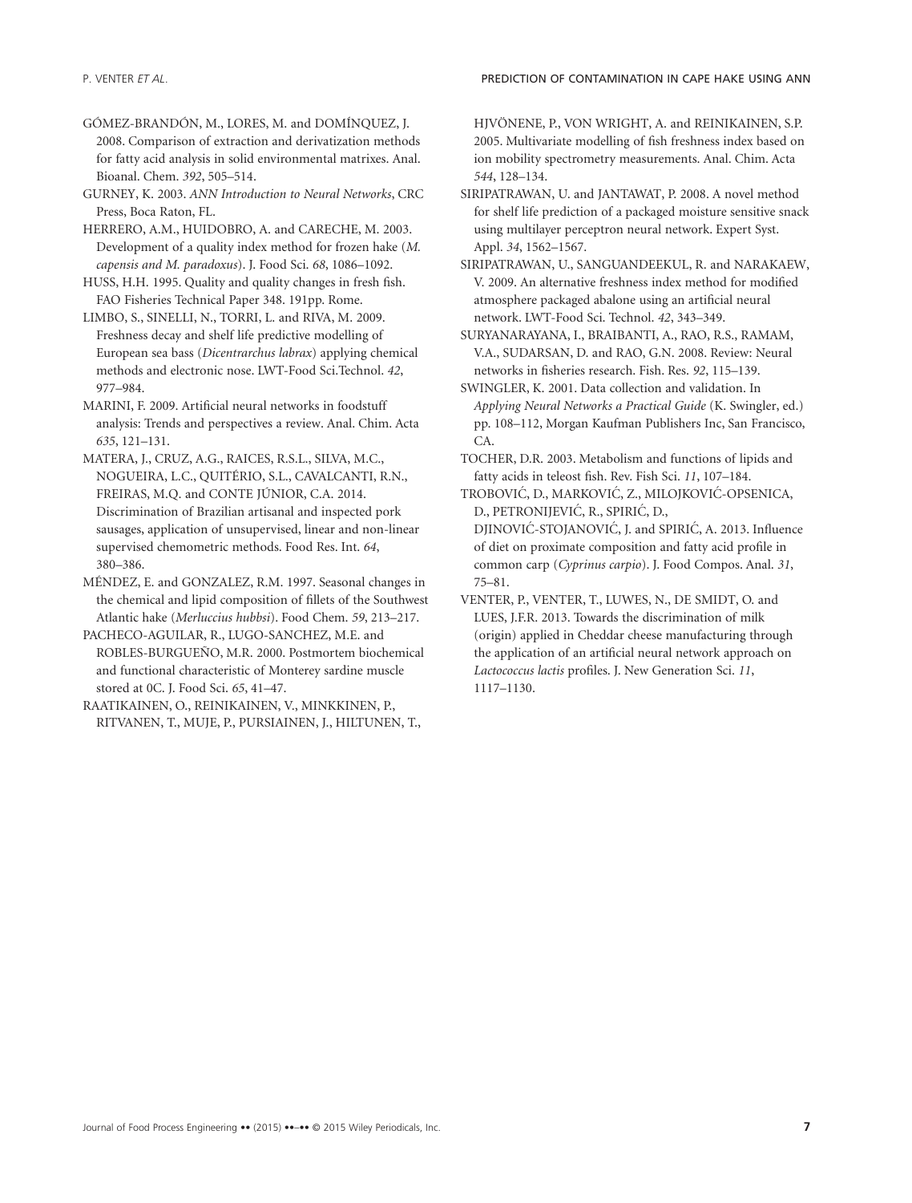GÓMEZ-BRANDÓN, M., LORES, M. and DOMÍNQUEZ, J. 2008. Comparison of extraction and derivatization methods for fatty acid analysis in solid environmental matrixes. Anal. Bioanal. Chem. *392*, 505–514.

GURNEY, K. 2003. *ANN Introduction to Neural Networks*, CRC Press, Boca Raton, FL.

HERRERO, A.M., HUIDOBRO, A. and CARECHE, M. 2003. Development of a quality index method for frozen hake (*M. capensis and M. paradoxus*). J. Food Sci. *68*, 1086–1092.

HUSS, H.H. 1995. Quality and quality changes in fresh fish. FAO Fisheries Technical Paper 348. 191pp. Rome.

LIMBO, S., SINELLI, N., TORRI, L. and RIVA, M. 2009. Freshness decay and shelf life predictive modelling of European sea bass (*Dicentrarchus labrax*) applying chemical methods and electronic nose. LWT-Food Sci.Technol. *42*, 977–984.

MARINI, F. 2009. Artificial neural networks in foodstuff analysis: Trends and perspectives a review. Anal. Chim. Acta *635*, 121–131.

MATERA, J., CRUZ, A.G., RAICES, R.S.L., SILVA, M.C., NOGUEIRA, L.C., QUITÉRIO, S.L., CAVALCANTI, R.N., FREIRAS, M.Q. and CONTE JÚNIOR, C.A. 2014. Discrimination of Brazilian artisanal and inspected pork sausages, application of unsupervised, linear and non-linear supervised chemometric methods. Food Res. Int. *64*, 380–386.

MÉNDEZ, E. and GONZALEZ, R.M. 1997. Seasonal changes in the chemical and lipid composition of fillets of the Southwest Atlantic hake (*Merluccius hubbsi*). Food Chem. *59*, 213–217.

PACHECO-AGUILAR, R., LUGO-SANCHEZ, M.E. and ROBLES-BURGUEÑO, M.R. 2000. Postmortem biochemical and functional characteristic of Monterey sardine muscle stored at 0C. J. Food Sci. *65*, 41–47.

RAATIKAINEN, O., REINIKAINEN, V., MINKKINEN, P., RITVANEN, T., MUJE, P., PURSIAINEN, J., HILTUNEN, T., HJVÖNENE, P., VON WRIGHT, A. and REINIKAINEN, S.P. 2005. Multivariate modelling of fish freshness index based on ion mobility spectrometry measurements. Anal. Chim. Acta *544*, 128–134.

SIRIPATRAWAN, U. and JANTAWAT, P. 2008. A novel method for shelf life prediction of a packaged moisture sensitive snack using multilayer perceptron neural network. Expert Syst. Appl. *34*, 1562–1567.

SIRIPATRAWAN, U., SANGUANDEEKUL, R. and NARAKAEW, V. 2009. An alternative freshness index method for modified atmosphere packaged abalone using an artificial neural network. LWT-Food Sci. Technol. *42*, 343–349.

SURYANARAYANA, I., BRAIBANTI, A., RAO, R.S., RAMAM, V.A., SUDARSAN, D. and RAO, G.N. 2008. Review: Neural networks in fisheries research. Fish. Res. *92*, 115–139.

SWINGLER, K. 2001. Data collection and validation. In *Applying Neural Networks a Practical Guide* (K. Swingler, ed.) pp. 108–112, Morgan Kaufman Publishers Inc, San Francisco, CA.

TOCHER, D.R. 2003. Metabolism and functions of lipids and fatty acids in teleost fish. Rev. Fish Sci. *11*, 107–184.

TROBOVIĆ, D., MARKOVIĆ, Z., MILOJKOVIĆ-OPSENICA, D., PETRONIJEVIĆ, R., SPIRIĆ, D., DJINOVIĆ-STOJANOVIĆ, J. and SPIRIĆ, A. 2013. Influence of diet on proximate composition and fatty acid profile in common carp (*Cyprinus carpio*). J. Food Compos. Anal. *31*, 75–81.

VENTER, P., VENTER, T., LUWES, N., DE SMIDT, O. and LUES, J.F.R. 2013. Towards the discrimination of milk (origin) applied in Cheddar cheese manufacturing through the application of an artificial neural network approach on *Lactococcus lactis* profiles. J. New Generation Sci. *11*, 1117–1130.